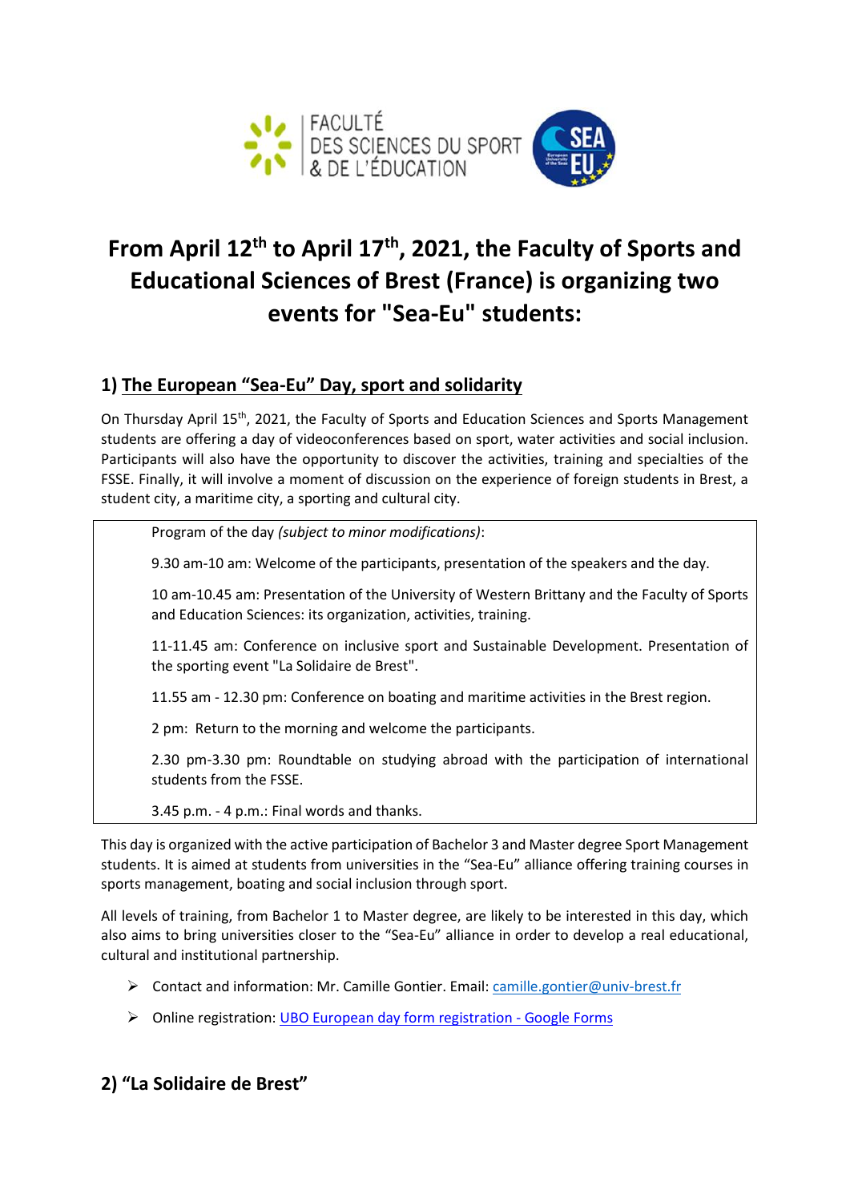# From April 12th to April 17th, 2021, the Faculty of Sports and Educational Sciences of Brest (France) is organizing two events for "Sea-Eu" students:

## 1) The European "Sea-Eu" Day, sport and solidarity

On Thursday April 15th, 2021, the Faculty of Sports and Education Sciences and Sports Management students are offering a day of videoconferences based on sport, water activities and social inclusion. Participants will also have the opportunity to discover the activities, training and specialties of the FSSE. Finally, it will involve a moment of discussion on the experience of foreign students in Brest, a student city, a maritime city, a sporting and cultural city.

Program of the day *(subject to minor modifications)*:

9.30 am-10 am: Welcome of the participants, presentation of the speakers and the day.

10 am-10.45 am: Presentation of the University of Western Brittany and the Faculty of Sports and Education Sciences: its organization, activities, training.

11-11.45 am: Conference on inclusive sport and Sustainable Development. Presentation of the sporting event "La Solidaire de Brest".

11.55 am - 12.30 pm: Conference on boating and maritime activities in the Brest region.

2 pm: Return to the morning and welcome the participants.

2.30 pm-3.30 pm: Roundtable on studying abroad with the participation of international students from the FSSE.

3.45 p.m. - 4 p.m.: Final words and thanks.

This day is organized with the active participation of Bachelor 3 and Master degree Sport Management students. It is aimed at students from universities in the "Sea-Eu" alliance offering training courses in sports management, boating and social inclusion through sport.

All levels of training, from Bachelor 1 to Master degree, are likely to be interested in this day, which also aims to bring universities closer to the "Sea-Eu" alliance in order to develop a real educational, cultural and institutional partnership.

- Contact and information: Mr. Camille Gontier. Email: camille.gontier@univ-brest.fr
- Online registration: UBO European day form registration - Google Forms

## 2) "La Solidaire de Brest"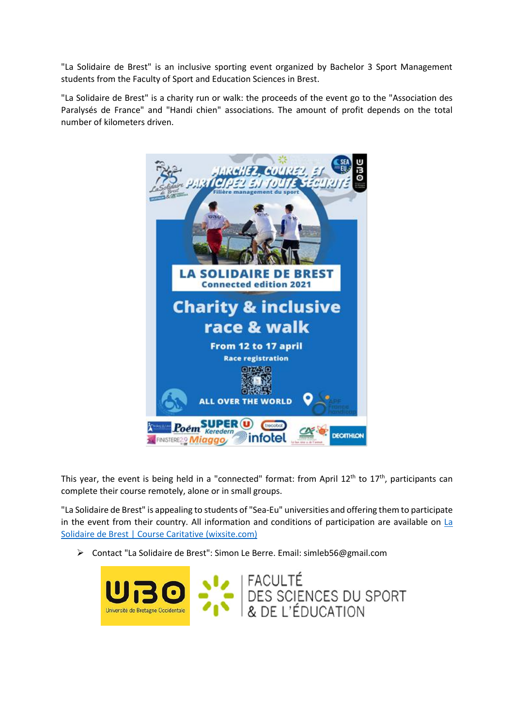"La Solidaire de Brest" is an inclusive sporting event organized by Bachelor 3 Sport Management students from the Faculty of Sport and Education Sciences in Brest.

"La Solidaire de Brest" is a charity run or walk: the proceeds of the event go to the "Association des Paralysés de France" and "Handi chien" associations. The amount of profit depends on the total number of kilometers driven.

This year, the event is being held in a "connected" format: from April 12th to 17th, participants can complete their course remotely, alone or in small groups.

"La Solidaire de Brest" is appealing to students of "Sea-Eu" universities and offering them to participate in the event from their country. All information and conditions of participation are available on [La Solidaire de Brest | Course Caritative (wixsite.com)]

- Contact "La Solidaire de Brest": Simon Le Berre. Email: simleb56@gmail.com